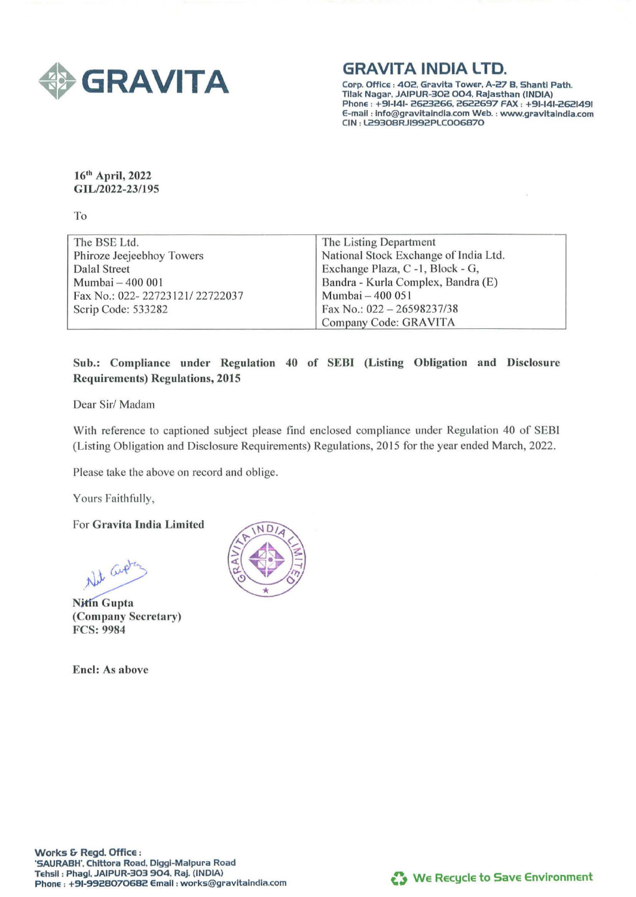# GRAVITA INDIA LTD.

Corp. Office : 402, Gravita Tower, A-27 B, Shanti Path, Tilak Nagar, JAIPUR-302 004, Rajasthan (INDIA)
Phone : +91-141- 2623266, 2622697 FAX : +91-141-2621491
E-mail : info@gravitaindia.com Web. : www.gravitaindia.com
CIN : L29308RJ1992PLC006870

16th April, 2022
GIL/2022-23/195

To

| The BSE Ltd. | The Listing Department |
|---|---|
| Phiroze Jeejeebhoy Towers | National Stock Exchange of India Ltd. |
| Dalal Street | Exchange Plaza, C -1, Block - G, |
| Mumbai – 400 001 | Bandra - Kurla Complex, Bandra (E) |
| Fax No.: 022- 22723121/ 22722037 | Mumbai – 400 051 |
| Scrip Code: 533282 | Fax No.: 022 – 26598237/38 |
| | Company Code: GRAVITA |

**Sub.: Compliance under Regulation 40 of SEBI (Listing Obligation and Disclosure Requirements) Regulations, 2015**

Dear Sir/ Madam

With reference to captioned subject please find enclosed compliance under Regulation 40 of SEBI (Listing Obligation and Disclosure Requirements) Regulations, 2015 for the year ended March, 2022.

Please take the above on record and oblige.

Yours Faithfully,

For **Gravita India Limited**

**Nitin Gupta**
**(Company Secretary)**
**FCS: 9984**

**Encl: As above**

**Works & Regd. Office :**
**'SAURABH', Chittora Road, Diggi-Malpura Road**
**Tehsil : Phagi, JAIPUR-303 904, Raj. (INDIA)**
**Phone : +91-9928070682 Email : works@gravitaindia.com**

We Recycle to Save Environment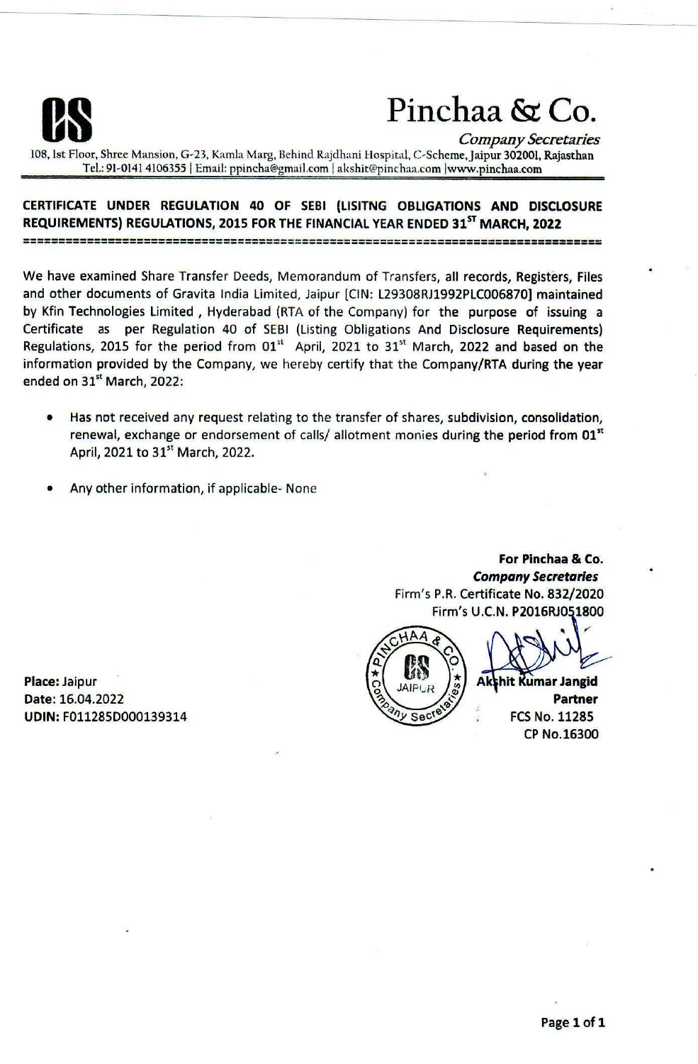# Pinchaa & Co.

*Company Secretaries*

108, 1st Floor, Shree Mansion, G-23, Kamla Marg, Behind Rajdhani Hospital, C-Scheme, Jaipur 302001, Rajasthan
Tel.: 91-0141 4106355 | Email: ppincha@gmail.com | akshit@pinchaa.com |www.pinchaa.com

**CERTIFICATE UNDER REGULATION 40 OF SEBI (LISITNG OBLIGATIONS AND DISCLOSURE REQUIREMENTS) REGULATIONS, 2015 FOR THE FINANCIAL YEAR ENDED 31ST MARCH, 2022**

We have examined Share Transfer Deeds, Memorandum of Transfers, all records, Registers, Files and other documents of Gravita India Limited, Jaipur [CIN: L29308RJ1992PLC006870] maintained by Kfin Technologies Limited , Hyderabad (RTA of the Company) for the purpose of issuing a Certificate as per Regulation 40 of SEBI (Listing Obligations And Disclosure Requirements) Regulations, 2015 for the period from 01st April, 2021 to 31st March, 2022 and based on the information provided by the Company, we hereby certify that the Company/RTA during the year ended on 31st March, 2022:

- Has not received any request relating to the transfer of shares, subdivision, consolidation, renewal, exchange or endorsement of calls/ allotment monies during the period from 01st April, 2021 to 31st March, 2022.
- Any other information, if applicable- None

**For Pinchaa & Co.**
***Company Secretaries***
Firm's P.R. Certificate No. 832/2020
Firm's U.C.N. P2016RJ051800

**Akshit Kumar Jangid**
**Partner**
FCS No. 11285
CP No.16300

**Place:** Jaipur
**Date:** 16.04.2022
**UDIN:** F011285D000139314